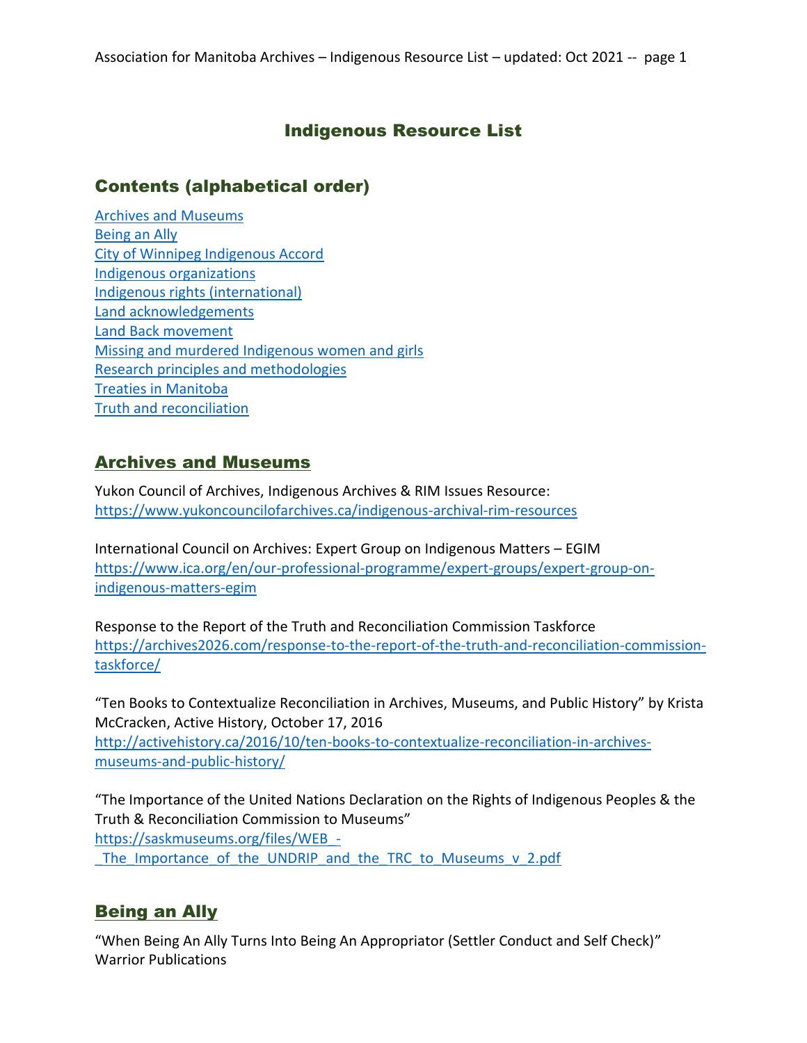# Indigenous Resource List

## Contents (alphabetical order)

[Archives and Museums](#archives-and-museums)
[Being an Ally](#being-an-ally)
City of Winnipeg Indigenous Accord
Indigenous organizations
Indigenous rights (international)
Land acknowledgements
Land Back movement
Missing and murdered Indigenous women and girls
Research principles and methodologies
Treaties in Manitoba
Truth and reconciliation

## Archives and Museums

Yukon Council of Archives, Indigenous Archives & RIM Issues Resource:
https://www.yukoncouncilofarchives.ca/indigenous-archival-rim-resources

International Council on Archives: Expert Group on Indigenous Matters – EGIM
https://www.ica.org/en/our-professional-programme/expert-groups/expert-group-on-indigenous-matters-egim

Response to the Report of the Truth and Reconciliation Commission Taskforce
https://archives2026.com/response-to-the-report-of-the-truth-and-reconciliation-commission-taskforce/

"Ten Books to Contextualize Reconciliation in Archives, Museums, and Public History" by Krista McCracken, Active History, October 17, 2016
http://activehistory.ca/2016/10/ten-books-to-contextualize-reconciliation-in-archives-museums-and-public-history/

"The Importance of the United Nations Declaration on the Rights of Indigenous Peoples & the Truth & Reconciliation Commission to Museums"
https://saskmuseums.org/files/WEB_-_The_Importance_of_the_UNDRIP_and_the_TRC_to_Museums_v_2.pdf

## Being an Ally

"When Being An Ally Turns Into Being An Appropriator (Settler Conduct and Self Check)"
Warrior Publications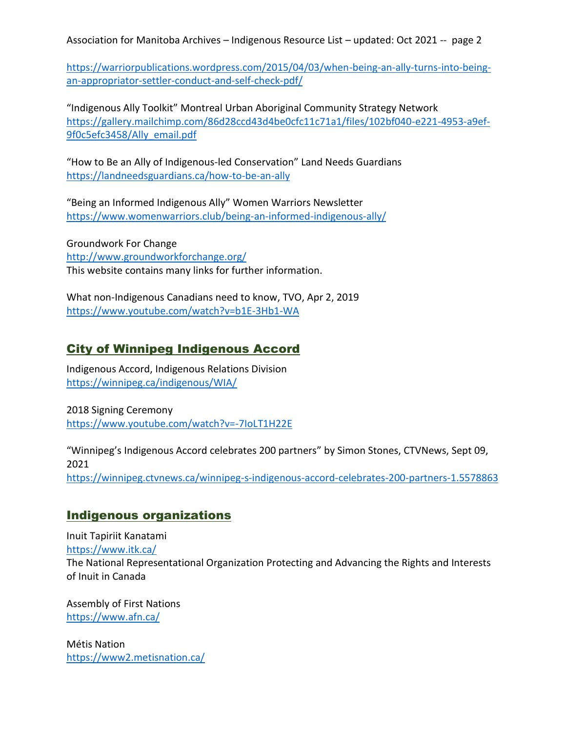https://warriorpublications.wordpress.com/2015/04/03/when-being-an-ally-turns-into-being-an-appropriator-settler-conduct-and-self-check-pdf/

"Indigenous Ally Toolkit" Montreal Urban Aboriginal Community Strategy Network
https://gallery.mailchimp.com/86d28ccd43d4be0cfc11c71a1/files/102bf040-e221-4953-a9ef-9f0c5efc3458/Ally_email.pdf

"How to Be an Ally of Indigenous-led Conservation" Land Needs Guardians
https://landneedsguardians.ca/how-to-be-an-ally

"Being an Informed Indigenous Ally" Women Warriors Newsletter
https://www.womenwarriors.club/being-an-informed-indigenous-ally/

Groundwork For Change
http://www.groundworkforchange.org/
This website contains many links for further information.

What non-Indigenous Canadians need to know, TVO, Apr 2, 2019
https://www.youtube.com/watch?v=b1E-3Hb1-WA

## City of Winnipeg Indigenous Accord

Indigenous Accord, Indigenous Relations Division
https://winnipeg.ca/indigenous/WIA/

2018 Signing Ceremony
https://www.youtube.com/watch?v=-7IoLT1H22E

"Winnipeg's Indigenous Accord celebrates 200 partners" by Simon Stones, CTVNews, Sept 09, 2021
https://winnipeg.ctvnews.ca/winnipeg-s-indigenous-accord-celebrates-200-partners-1.5578863

## Indigenous organizations

Inuit Tapiriit Kanatami
https://www.itk.ca/
The National Representational Organization Protecting and Advancing the Rights and Interests of Inuit in Canada

Assembly of First Nations
https://www.afn.ca/

Métis Nation
https://www2.metisnation.ca/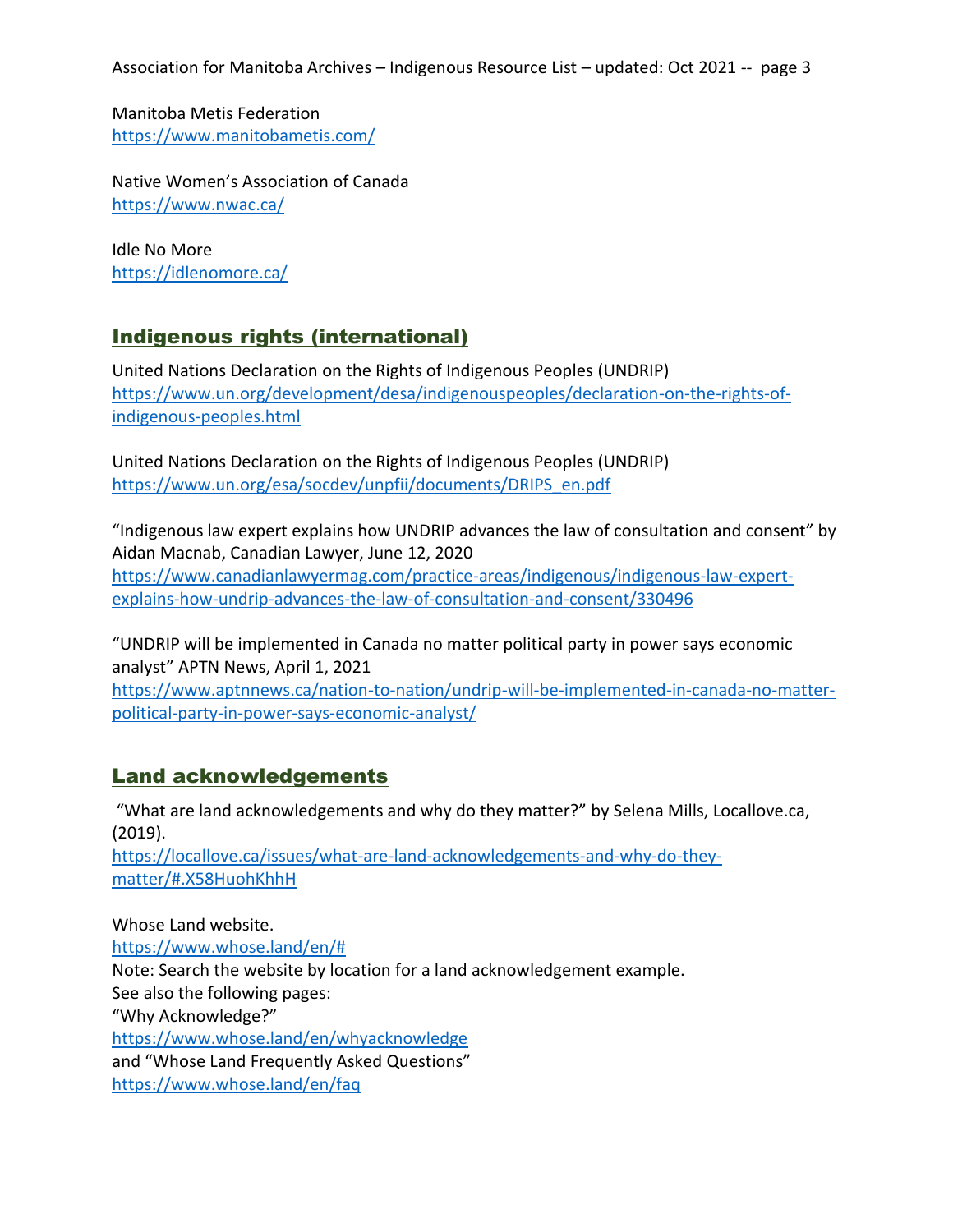Manitoba Metis Federation
https://www.manitobametis.com/

Native Women's Association of Canada
https://www.nwac.ca/

Idle No More
https://idlenomore.ca/

## Indigenous rights (international)

United Nations Declaration on the Rights of Indigenous Peoples (UNDRIP)
https://www.un.org/development/desa/indigenouspeoples/declaration-on-the-rights-of-indigenous-peoples.html

United Nations Declaration on the Rights of Indigenous Peoples (UNDRIP)
https://www.un.org/esa/socdev/unpfii/documents/DRIPS_en.pdf

"Indigenous law expert explains how UNDRIP advances the law of consultation and consent" by Aidan Macnab, Canadian Lawyer, June 12, 2020
https://www.canadianlawyermag.com/practice-areas/indigenous/indigenous-law-expert-explains-how-undrip-advances-the-law-of-consultation-and-consent/330496

"UNDRIP will be implemented in Canada no matter political party in power says economic analyst" APTN News, April 1, 2021
https://www.aptnnews.ca/nation-to-nation/undrip-will-be-implemented-in-canada-no-matter-political-party-in-power-says-economic-analyst/

## Land acknowledgements

"What are land acknowledgements and why do they matter?" by Selena Mills, Locallove.ca, (2019).
https://localllove.ca/issues/what-are-land-acknowledgements-and-why-do-they-matter/#.X58HuohKhhH

Whose Land website.
https://www.whose.land/en/#
Note: Search the website by location for a land acknowledgement example.
See also the following pages:
"Why Acknowledge?"
https://www.whose.land/en/whyacknowledge
and "Whose Land Frequently Asked Questions"
https://www.whose.land/en/faq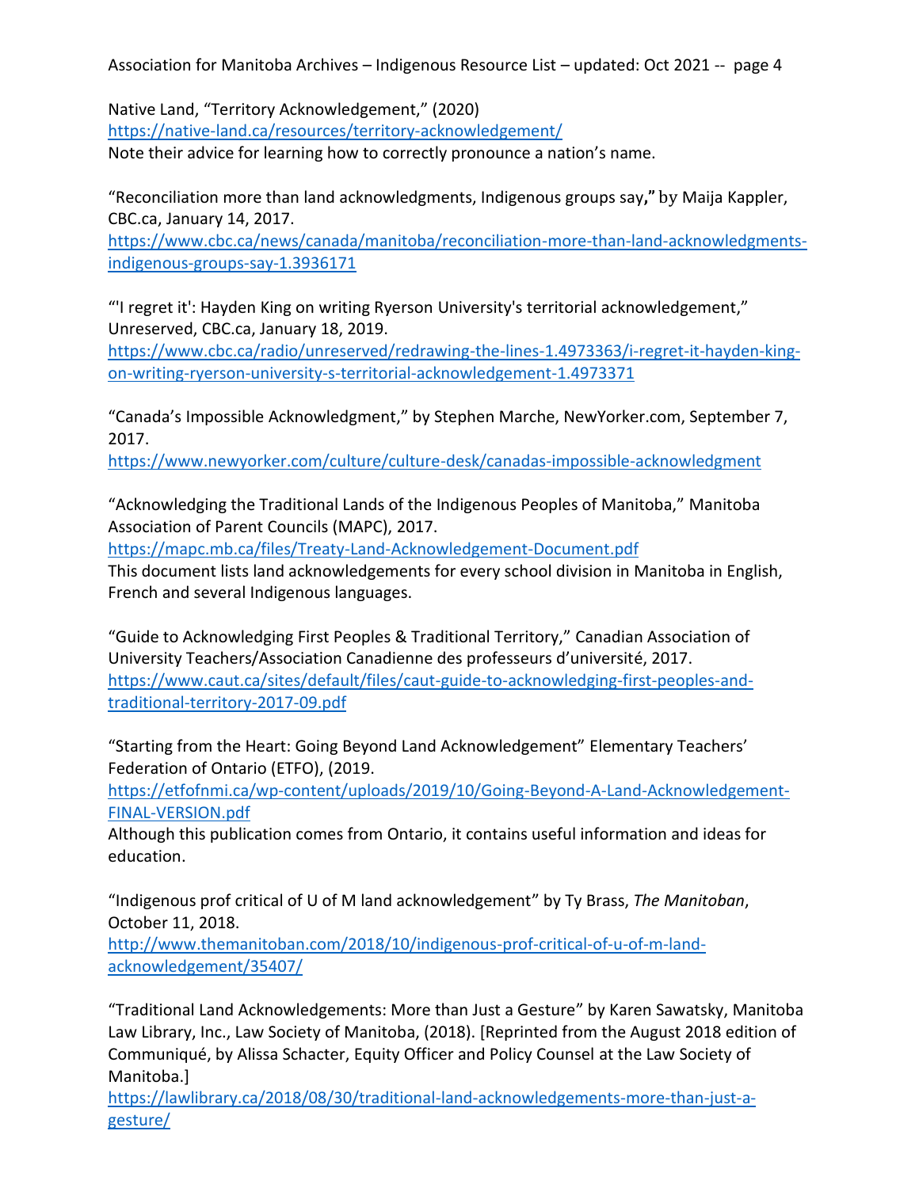Native Land, "Territory Acknowledgement," (2020)
https://native-land.ca/resources/territory-acknowledgement/
Note their advice for learning how to correctly pronounce a nation's name.

"Reconciliation more than land acknowledgments, Indigenous groups say," by Maija Kappler, CBC.ca, January 14, 2017.
https://www.cbc.ca/news/canada/manitoba/reconciliation-more-than-land-acknowledgments-indigenous-groups-say-1.3936171

"'I regret it': Hayden King on writing Ryerson University's territorial acknowledgement," Unreserved, CBC.ca, January 18, 2019.
https://www.cbc.ca/radio/unreserved/redrawing-the-lines-1.4973363/i-regret-it-hayden-king-on-writing-ryerson-university-s-territorial-acknowledgement-1.4973371

"Canada's Impossible Acknowledgment," by Stephen Marche, NewYorker.com, September 7, 2017.
https://www.newyorker.com/culture/culture-desk/canadas-impossible-acknowledgment

"Acknowledging the Traditional Lands of the Indigenous Peoples of Manitoba," Manitoba Association of Parent Councils (MAPC), 2017.
https://mapc.mb.ca/files/Treaty-Land-Acknowledgement-Document.pdf
This document lists land acknowledgements for every school division in Manitoba in English, French and several Indigenous languages.

"Guide to Acknowledging First Peoples & Traditional Territory," Canadian Association of University Teachers/Association Canadienne des professeurs d'université, 2017.
https://www.caut.ca/sites/default/files/caut-guide-to-acknowledging-first-peoples-and-traditional-territory-2017-09.pdf

"Starting from the Heart: Going Beyond Land Acknowledgement" Elementary Teachers' Federation of Ontario (ETFO), (2019.
https://etfofnmi.ca/wp-content/uploads/2019/10/Going-Beyond-A-Land-Acknowledgement-FINAL-VERSION.pdf
Although this publication comes from Ontario, it contains useful information and ideas for education.

"Indigenous prof critical of U of M land acknowledgement" by Ty Brass, *The Manitoban*, October 11, 2018.
http://www.themanitoban.com/2018/10/indigenous-prof-critical-of-u-of-m-land-acknowledgement/35407/

"Traditional Land Acknowledgements: More than Just a Gesture" by Karen Sawatsky, Manitoba Law Library, Inc., Law Society of Manitoba, (2018). [Reprinted from the August 2018 edition of Communiqué, by Alissa Schacter, Equity Officer and Policy Counsel at the Law Society of Manitoba.]
https://lawlibrary.ca/2018/08/30/traditional-land-acknowledgements-more-than-just-a-gesture/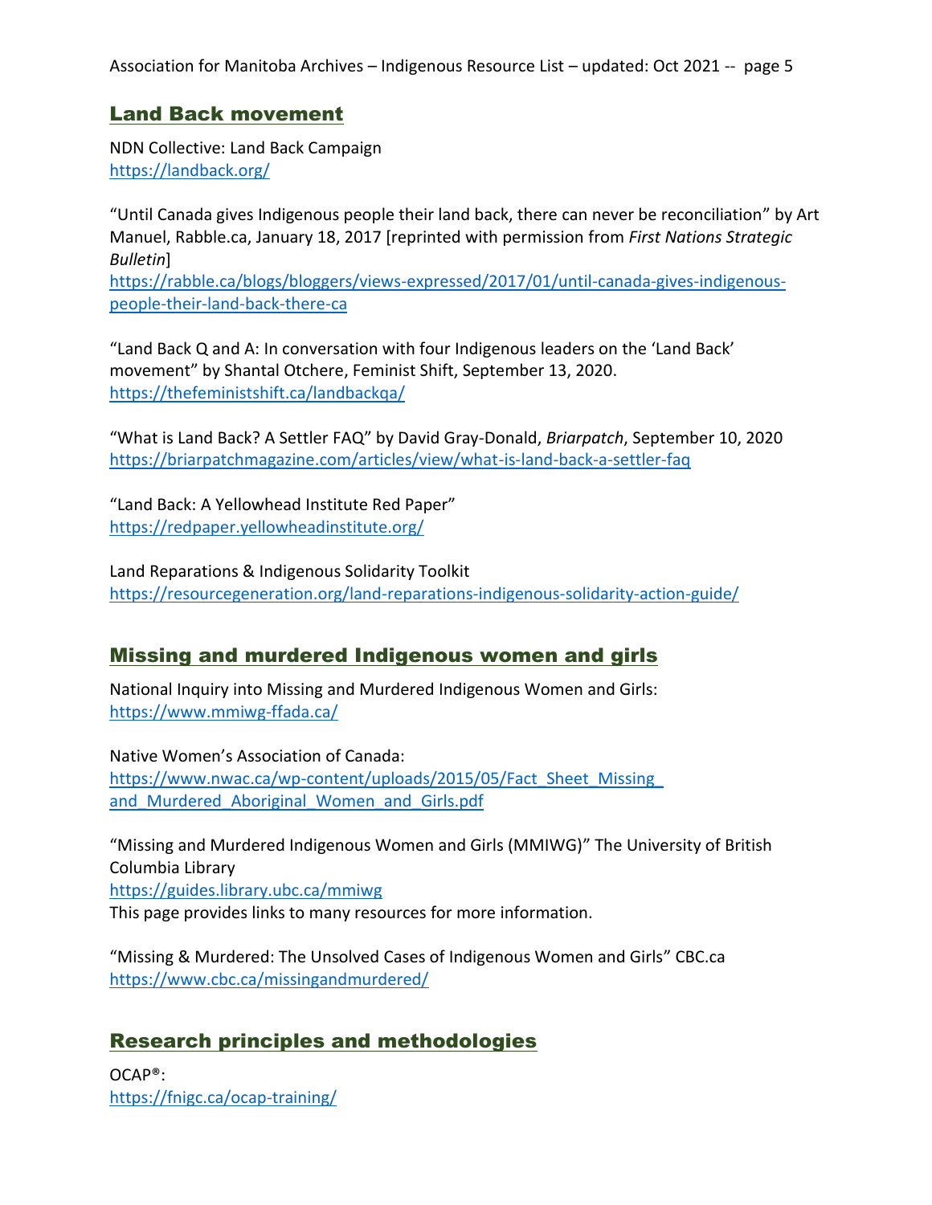## Land Back movement

NDN Collective: Land Back Campaign
https://landback.org/

"Until Canada gives Indigenous people their land back, there can never be reconciliation" by Art Manuel, Rabble.ca, January 18, 2017 [reprinted with permission from *First Nations Strategic Bulletin*]
https://rabble.ca/blogs/bloggers/views-expressed/2017/01/until-canada-gives-indigenous-people-their-land-back-there-ca

"Land Back Q and A: In conversation with four Indigenous leaders on the 'Land Back' movement" by Shantal Otchere, Feminist Shift, September 13, 2020.
https://thefeministshift.ca/landbackqa/

"What is Land Back? A Settler FAQ" by David Gray-Donald, *Briarpatch*, September 10, 2020
https://briarpatchmagazine.com/articles/view/what-is-land-back-a-settler-faq

"Land Back: A Yellowhead Institute Red Paper"
https://redpaper.yellowheadinstitute.org/

Land Reparations & Indigenous Solidarity Toolkit
https://resourcegeneration.org/land-reparations-indigenous-solidarity-action-guide/

## Missing and murdered Indigenous women and girls

National Inquiry into Missing and Murdered Indigenous Women and Girls:
https://www.mmiwg-ffada.ca/

Native Women's Association of Canada:
https://www.nwac.ca/wp-content/uploads/2015/05/Fact_Sheet_Missing_and_Murdered_Aboriginal_Women_and_Girls.pdf

"Missing and Murdered Indigenous Women and Girls (MMIWG)" The University of British Columbia Library
https://guides.library.ubc.ca/mmiwg
This page provides links to many resources for more information.

"Missing & Murdered: The Unsolved Cases of Indigenous Women and Girls" CBC.ca
https://www.cbc.ca/missingandmurdered/

## Research principles and methodologies

OCAP®:
https://fnigc.ca/ocap-training/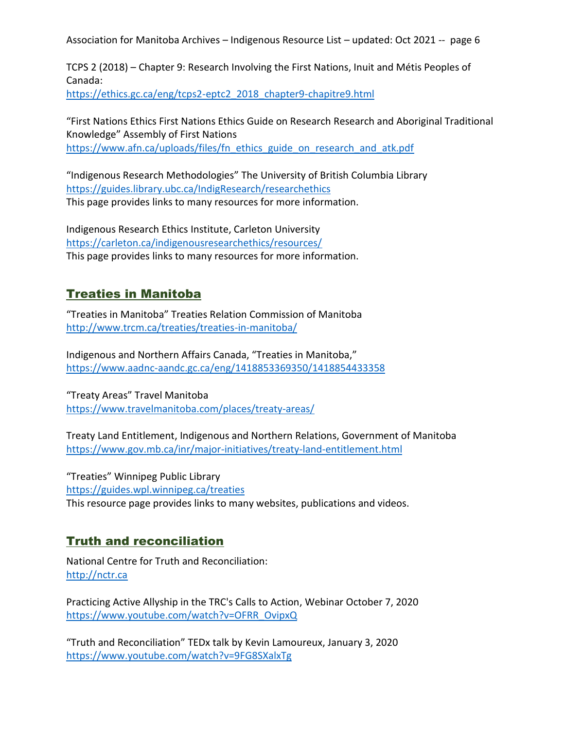TCPS 2 (2018) – Chapter 9: Research Involving the First Nations, Inuit and Métis Peoples of Canada:
https://ethics.gc.ca/eng/tcps2-eptc2_2018_chapter9-chapitre9.html

"First Nations Ethics First Nations Ethics Guide on Research Research and Aboriginal Traditional Knowledge" Assembly of First Nations
https://www.afn.ca/uploads/files/fn_ethics_guide_on_research_and_atk.pdf

"Indigenous Research Methodologies" The University of British Columbia Library
https://guides.library.ubc.ca/IndigResearch/researchethics
This page provides links to many resources for more information.

Indigenous Research Ethics Institute, Carleton University
https://carleton.ca/indigenousresearchethics/resources/
This page provides links to many resources for more information.

## Treaties in Manitoba

"Treaties in Manitoba" Treaties Relation Commission of Manitoba
http://www.trcm.ca/treaties/treaties-in-manitoba/

Indigenous and Northern Affairs Canada, "Treaties in Manitoba,"
https://www.aadnc-aandc.gc.ca/eng/1418853369350/1418854433358

"Treaty Areas" Travel Manitoba
https://www.travelmanitoba.com/places/treaty-areas/

Treaty Land Entitlement, Indigenous and Northern Relations, Government of Manitoba
https://www.gov.mb.ca/inr/major-initiatives/treaty-land-entitlement.html

"Treaties" Winnipeg Public Library
https://guides.wpl.winnipeg.ca/treaties
This resource page provides links to many websites, publications and videos.

## Truth and reconciliation

National Centre for Truth and Reconciliation:
http://nctr.ca

Practicing Active Allyship in the TRC's Calls to Action, Webinar October 7, 2020
https://www.youtube.com/watch?v=OFRR_OvipxQ

"Truth and Reconciliation" TEDx talk by Kevin Lamoureux, January 3, 2020
https://www.youtube.com/watch?v=9FG8SXalxTg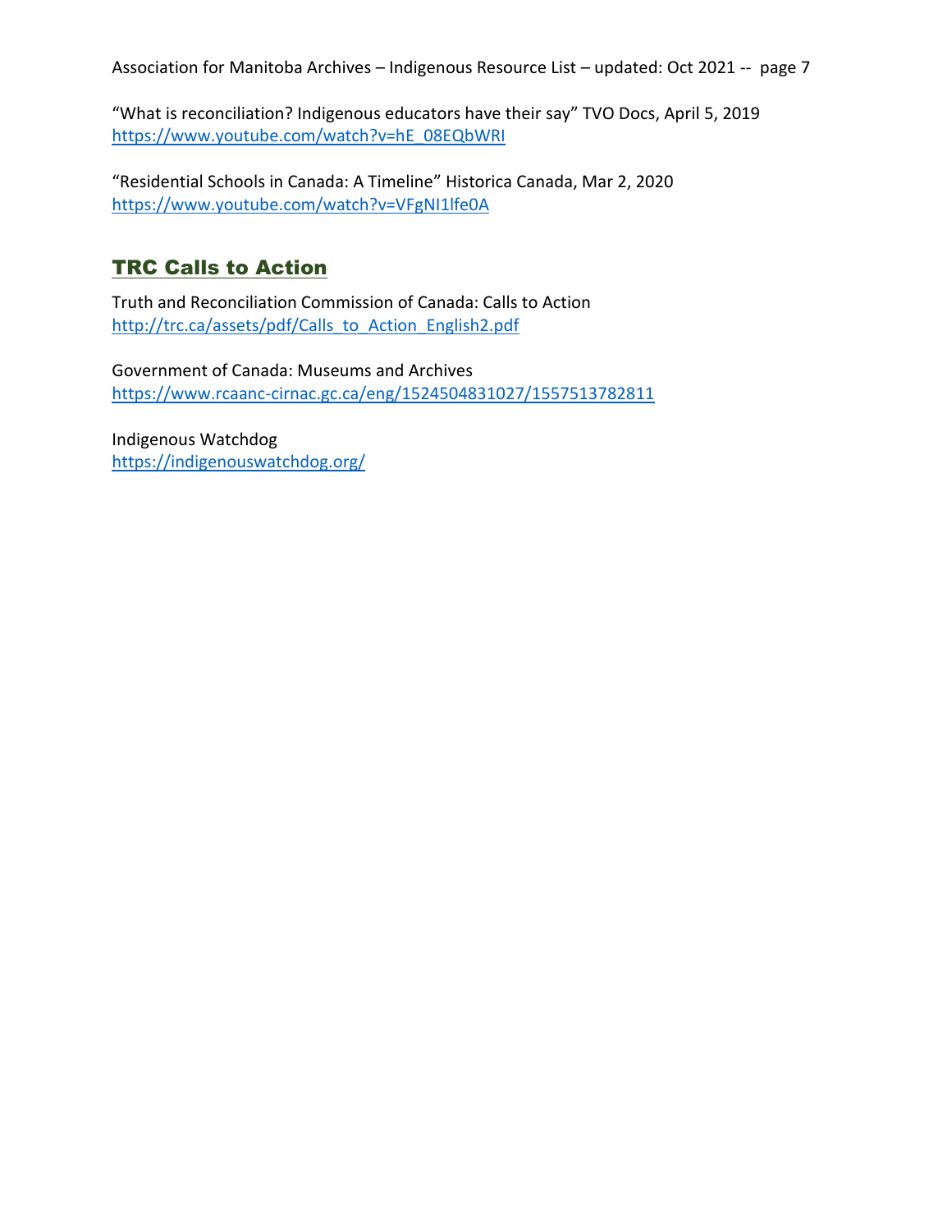"What is reconciliation? Indigenous educators have their say" TVO Docs, April 5, 2019
https://www.youtube.com/watch?v=hE_08EQbWRI

"Residential Schools in Canada: A Timeline" Historica Canada, Mar 2, 2020
https://www.youtube.com/watch?v=VFgNI1lfe0A

## TRC Calls to Action

Truth and Reconciliation Commission of Canada: Calls to Action
http://trc.ca/assets/pdf/Calls_to_Action_English2.pdf

Government of Canada: Museums and Archives
https://www.rcaanc-cirnac.gc.ca/eng/1524504831027/1557513782811

Indigenous Watchdog
https://indigenouswatchdog.org/